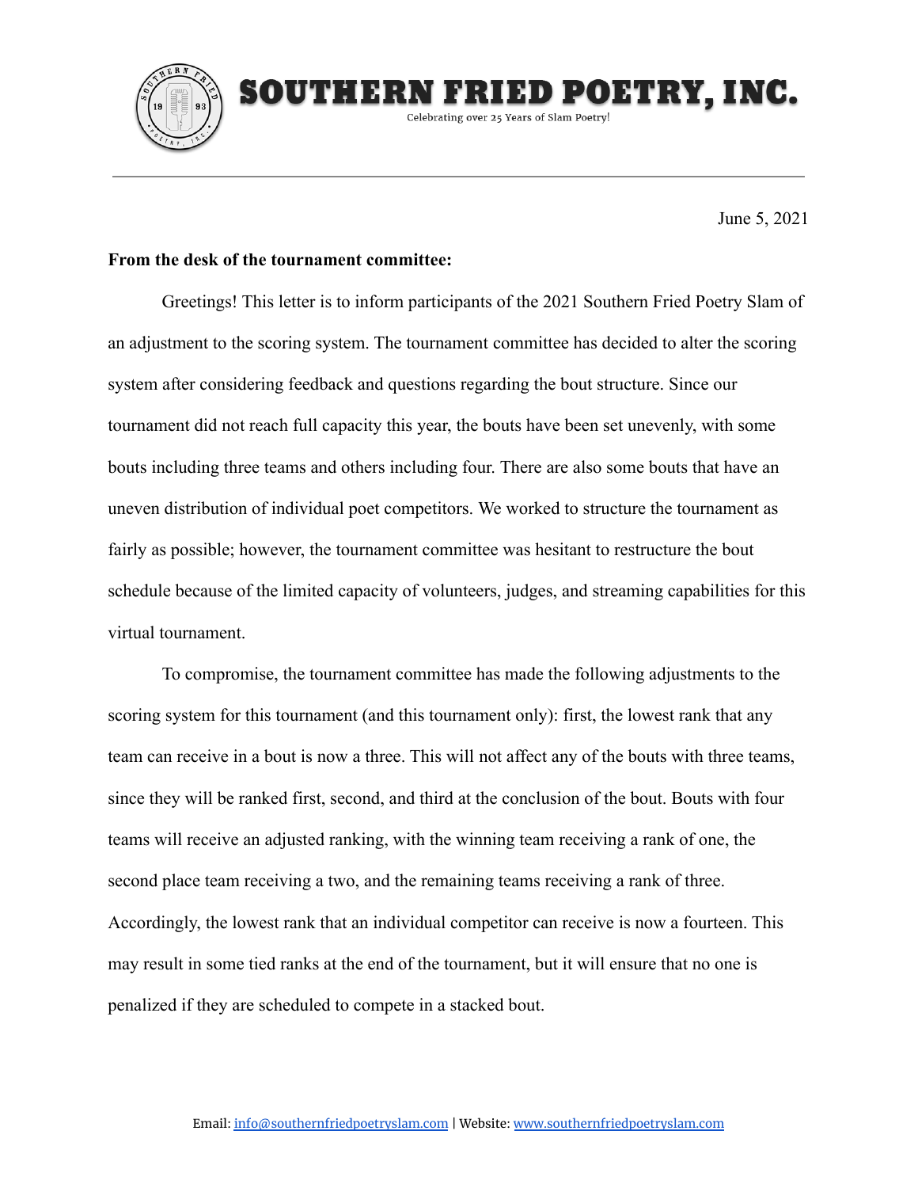# SOUTHERN FRIED POETRY, INC.

Celebrating over 25 Years of Slam Poetry!

---

June 5, 2021

**From the desk of the tournament committee:**

Greetings! This letter is to inform participants of the 2021 Southern Fried Poetry Slam of an adjustment to the scoring system. The tournament committee has decided to alter the scoring system after considering feedback and questions regarding the bout structure. Since our tournament did not reach full capacity this year, the bouts have been set unevenly, with some bouts including three teams and others including four. There are also some bouts that have an uneven distribution of individual poet competitors. We worked to structure the tournament as fairly as possible; however, the tournament committee was hesitant to restructure the bout schedule because of the limited capacity of volunteers, judges, and streaming capabilities for this virtual tournament.

To compromise, the tournament committee has made the following adjustments to the scoring system for this tournament (and this tournament only): first, the lowest rank that any team can receive in a bout is now a three. This will not affect any of the bouts with three teams, since they will be ranked first, second, and third at the conclusion of the bout. Bouts with four teams will receive an adjusted ranking, with the winning team receiving a rank of one, the second place team receiving a two, and the remaining teams receiving a rank of three. Accordingly, the lowest rank that an individual competitor can receive is now a fourteen. This may result in some tied ranks at the end of the tournament, but it will ensure that no one is penalized if they are scheduled to compete in a stacked bout.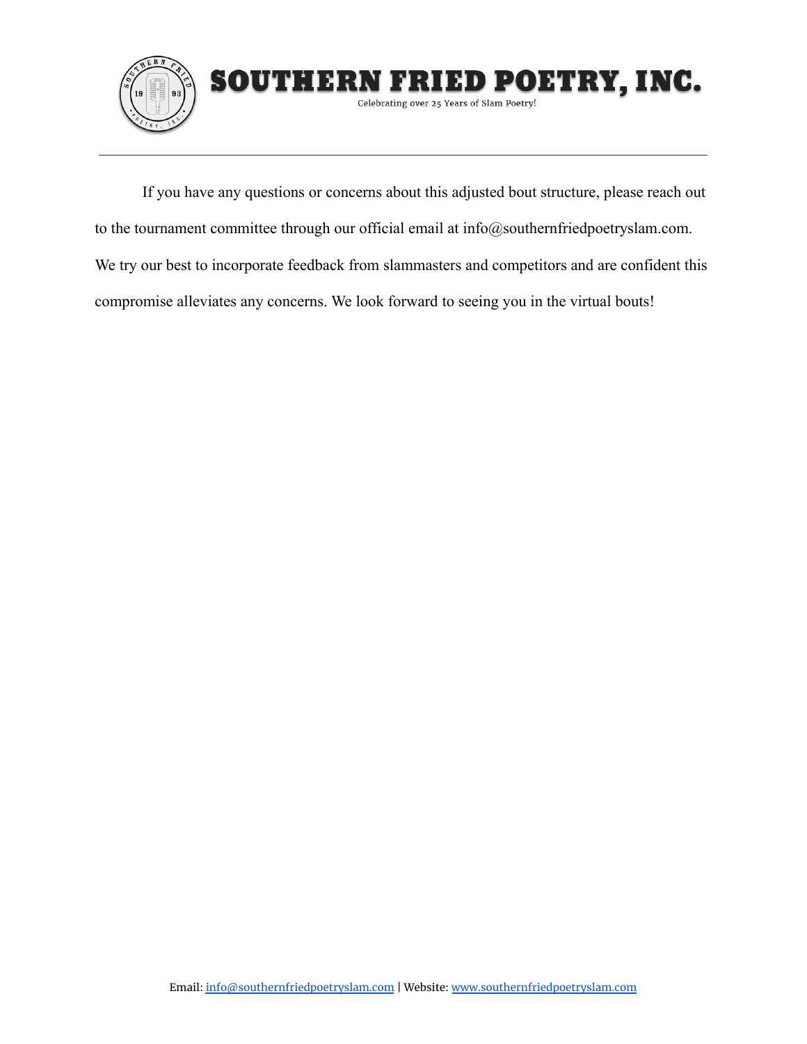If you have any questions or concerns about this adjusted bout structure, please reach out to the tournament committee through our official email at info@southernfriedpoetryslam.com. We try our best to incorporate feedback from slammasters and competitors and are confident this compromise alleviates any concerns. We look forward to seeing you in the virtual bouts!